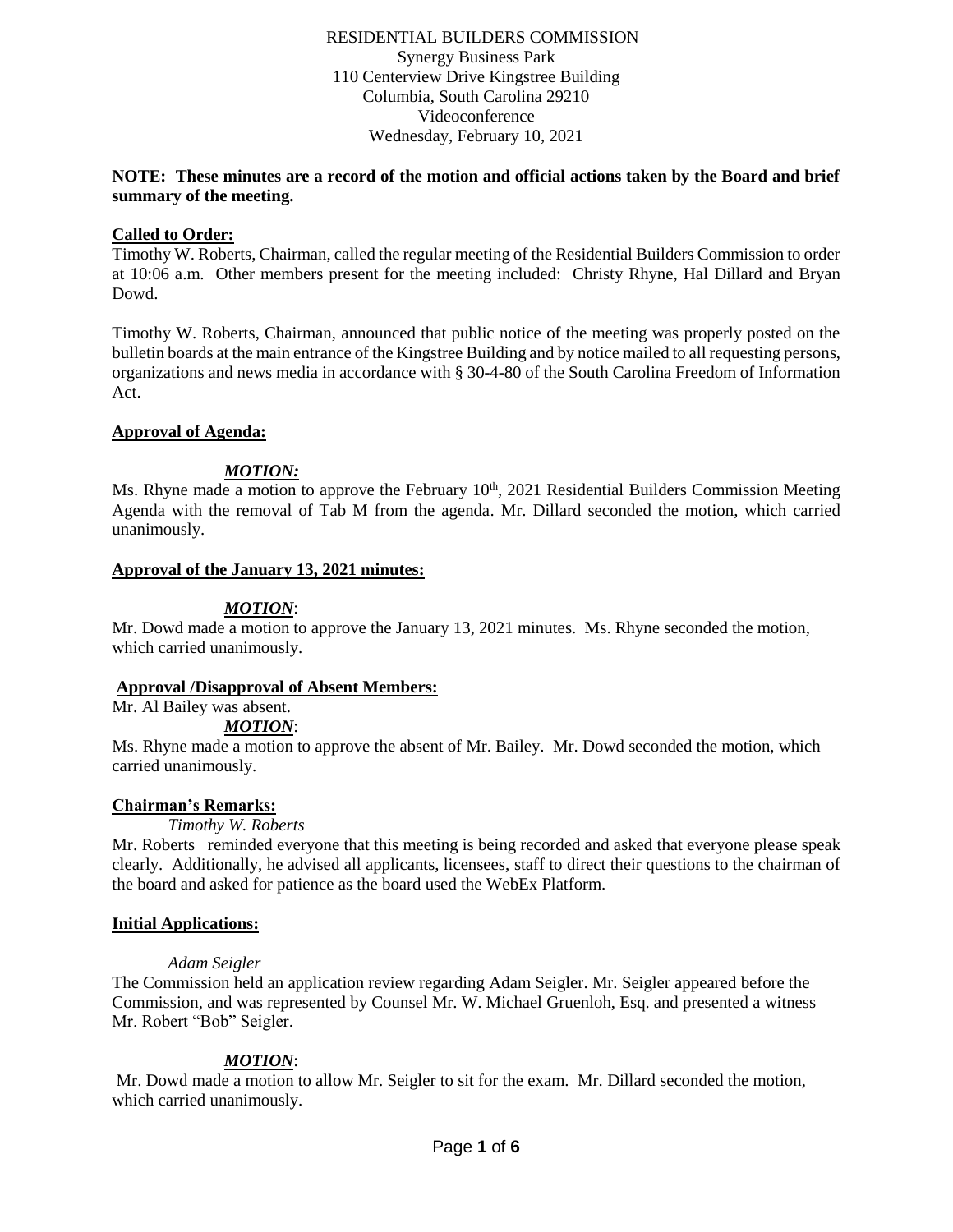RESIDENTIAL BUILDERS COMMISSION
Synergy Business Park
110 Centerview Drive Kingstree Building
Columbia, South Carolina 29210
Videoconference
Wednesday, February 10, 2021

**NOTE: These minutes are a record of the motion and official actions taken by the Board and brief summary of the meeting.**

**Called to Order:**

Timothy W. Roberts, Chairman, called the regular meeting of the Residential Builders Commission to order at 10:06 a.m. Other members present for the meeting included: Christy Rhyne, Hal Dillard and Bryan Dowd.

Timothy W. Roberts, Chairman, announced that public notice of the meeting was properly posted on the bulletin boards at the main entrance of the Kingstree Building and by notice mailed to all requesting persons, organizations and news media in accordance with § 30-4-80 of the South Carolina Freedom of Information Act.

**Approval of Agenda:**

***MOTION:***

Ms. Rhyne made a motion to approve the February 10th, 2021 Residential Builders Commission Meeting Agenda with the removal of Tab M from the agenda. Mr. Dillard seconded the motion, which carried unanimously.

**Approval of the January 13, 2021 minutes:**

***MOTION***:

Mr. Dowd made a motion to approve the January 13, 2021 minutes. Ms. Rhyne seconded the motion, which carried unanimously.

**Approval /Disapproval of Absent Members:**

Mr. Al Bailey was absent.

***MOTION***:

Ms. Rhyne made a motion to approve the absent of Mr. Bailey. Mr. Dowd seconded the motion, which carried unanimously.

**Chairman's Remarks:**

*Timothy W. Roberts*

Mr. Roberts reminded everyone that this meeting is being recorded and asked that everyone please speak clearly. Additionally, he advised all applicants, licensees, staff to direct their questions to the chairman of the board and asked for patience as the board used the WebEx Platform.

**Initial Applications:**

*Adam Seigler*

The Commission held an application review regarding Adam Seigler. Mr. Seigler appeared before the Commission, and was represented by Counsel Mr. W. Michael Gruenloh, Esq. and presented a witness Mr. Robert "Bob" Seigler.

***MOTION***:

Mr. Dowd made a motion to allow Mr. Seigler to sit for the exam. Mr. Dillard seconded the motion, which carried unanimously.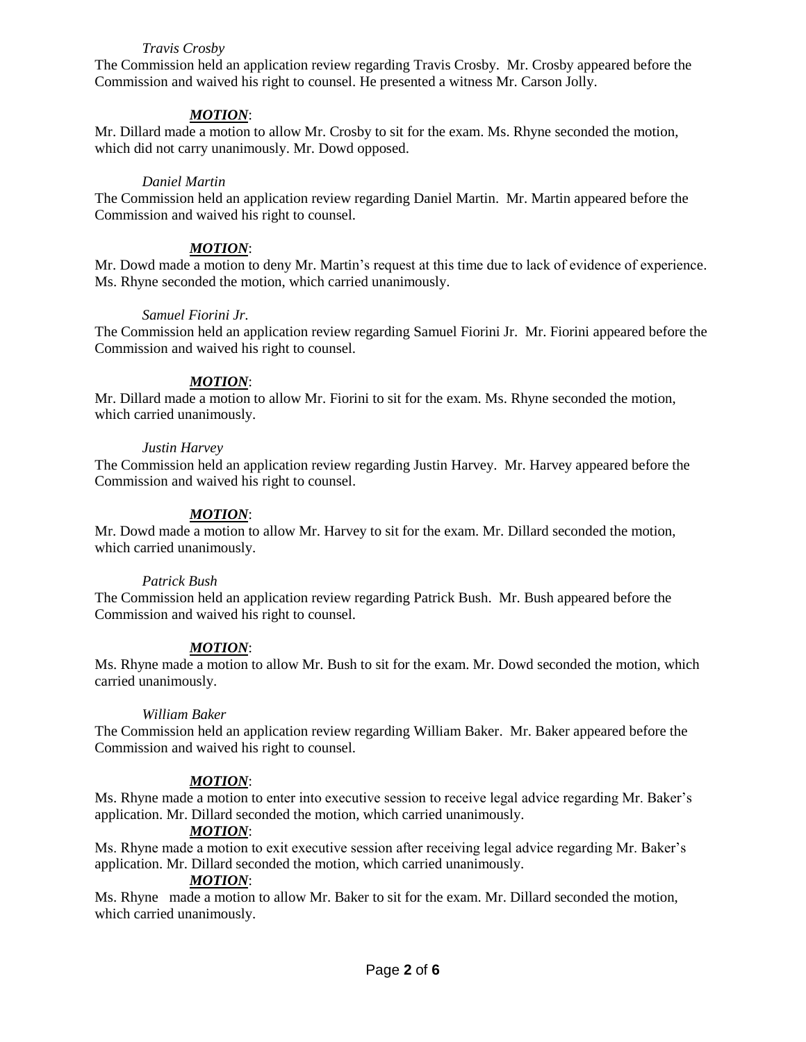*Travis Crosby*

The Commission held an application review regarding Travis Crosby. Mr. Crosby appeared before the Commission and waived his right to counsel. He presented a witness Mr. Carson Jolly.

***MOTION***:

Mr. Dillard made a motion to allow Mr. Crosby to sit for the exam. Ms. Rhyne seconded the motion, which did not carry unanimously. Mr. Dowd opposed.

*Daniel Martin*

The Commission held an application review regarding Daniel Martin. Mr. Martin appeared before the Commission and waived his right to counsel.

***MOTION***:

Mr. Dowd made a motion to deny Mr. Martin's request at this time due to lack of evidence of experience. Ms. Rhyne seconded the motion, which carried unanimously.

*Samuel Fiorini Jr.*

The Commission held an application review regarding Samuel Fiorini Jr. Mr. Fiorini appeared before the Commission and waived his right to counsel.

***MOTION***:

Mr. Dillard made a motion to allow Mr. Fiorini to sit for the exam. Ms. Rhyne seconded the motion, which carried unanimously.

*Justin Harvey*

The Commission held an application review regarding Justin Harvey. Mr. Harvey appeared before the Commission and waived his right to counsel.

***MOTION***:

Mr. Dowd made a motion to allow Mr. Harvey to sit for the exam. Mr. Dillard seconded the motion, which carried unanimously.

*Patrick Bush*

The Commission held an application review regarding Patrick Bush. Mr. Bush appeared before the Commission and waived his right to counsel.

***MOTION***:

Ms. Rhyne made a motion to allow Mr. Bush to sit for the exam. Mr. Dowd seconded the motion, which carried unanimously.

*William Baker*

The Commission held an application review regarding William Baker. Mr. Baker appeared before the Commission and waived his right to counsel.

***MOTION***:

Ms. Rhyne made a motion to enter into executive session to receive legal advice regarding Mr. Baker's application. Mr. Dillard seconded the motion, which carried unanimously.

***MOTION***:

Ms. Rhyne made a motion to exit executive session after receiving legal advice regarding Mr. Baker's application. Mr. Dillard seconded the motion, which carried unanimously.

***MOTION***:

Ms. Rhyne made a motion to allow Mr. Baker to sit for the exam. Mr. Dillard seconded the motion, which carried unanimously.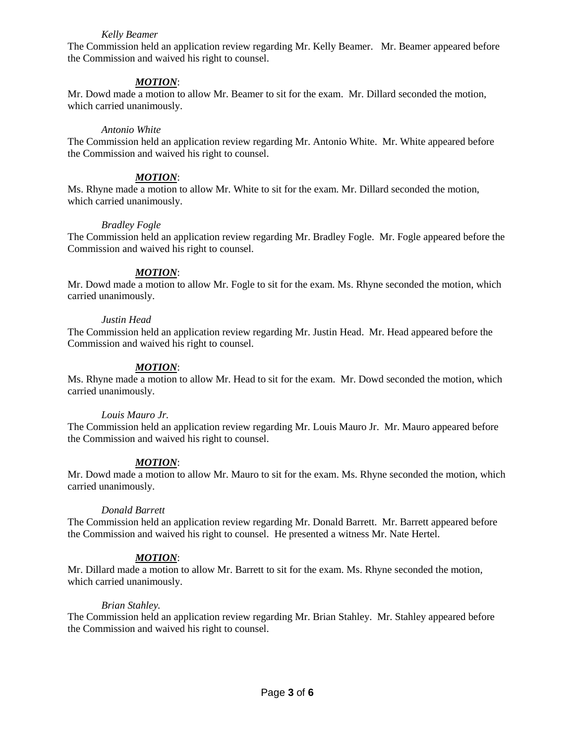*Kelly Beamer*

The Commission held an application review regarding Mr. Kelly Beamer. Mr. Beamer appeared before the Commission and waived his right to counsel.

***MOTION***:

Mr. Dowd made a motion to allow Mr. Beamer to sit for the exam. Mr. Dillard seconded the motion, which carried unanimously.

*Antonio White*

The Commission held an application review regarding Mr. Antonio White. Mr. White appeared before the Commission and waived his right to counsel.

***MOTION***:

Ms. Rhyne made a motion to allow Mr. White to sit for the exam. Mr. Dillard seconded the motion, which carried unanimously.

*Bradley Fogle*

The Commission held an application review regarding Mr. Bradley Fogle. Mr. Fogle appeared before the Commission and waived his right to counsel.

***MOTION***:

Mr. Dowd made a motion to allow Mr. Fogle to sit for the exam. Ms. Rhyne seconded the motion, which carried unanimously.

*Justin Head*

The Commission held an application review regarding Mr. Justin Head. Mr. Head appeared before the Commission and waived his right to counsel.

***MOTION***:

Ms. Rhyne made a motion to allow Mr. Head to sit for the exam. Mr. Dowd seconded the motion, which carried unanimously.

*Louis Mauro Jr.*

The Commission held an application review regarding Mr. Louis Mauro Jr. Mr. Mauro appeared before the Commission and waived his right to counsel.

***MOTION***:

Mr. Dowd made a motion to allow Mr. Mauro to sit for the exam. Ms. Rhyne seconded the motion, which carried unanimously.

*Donald Barrett*

The Commission held an application review regarding Mr. Donald Barrett. Mr. Barrett appeared before the Commission and waived his right to counsel. He presented a witness Mr. Nate Hertel.

***MOTION***:

Mr. Dillard made a motion to allow Mr. Barrett to sit for the exam. Ms. Rhyne seconded the motion, which carried unanimously.

*Brian Stahley.*

The Commission held an application review regarding Mr. Brian Stahley. Mr. Stahley appeared before the Commission and waived his right to counsel.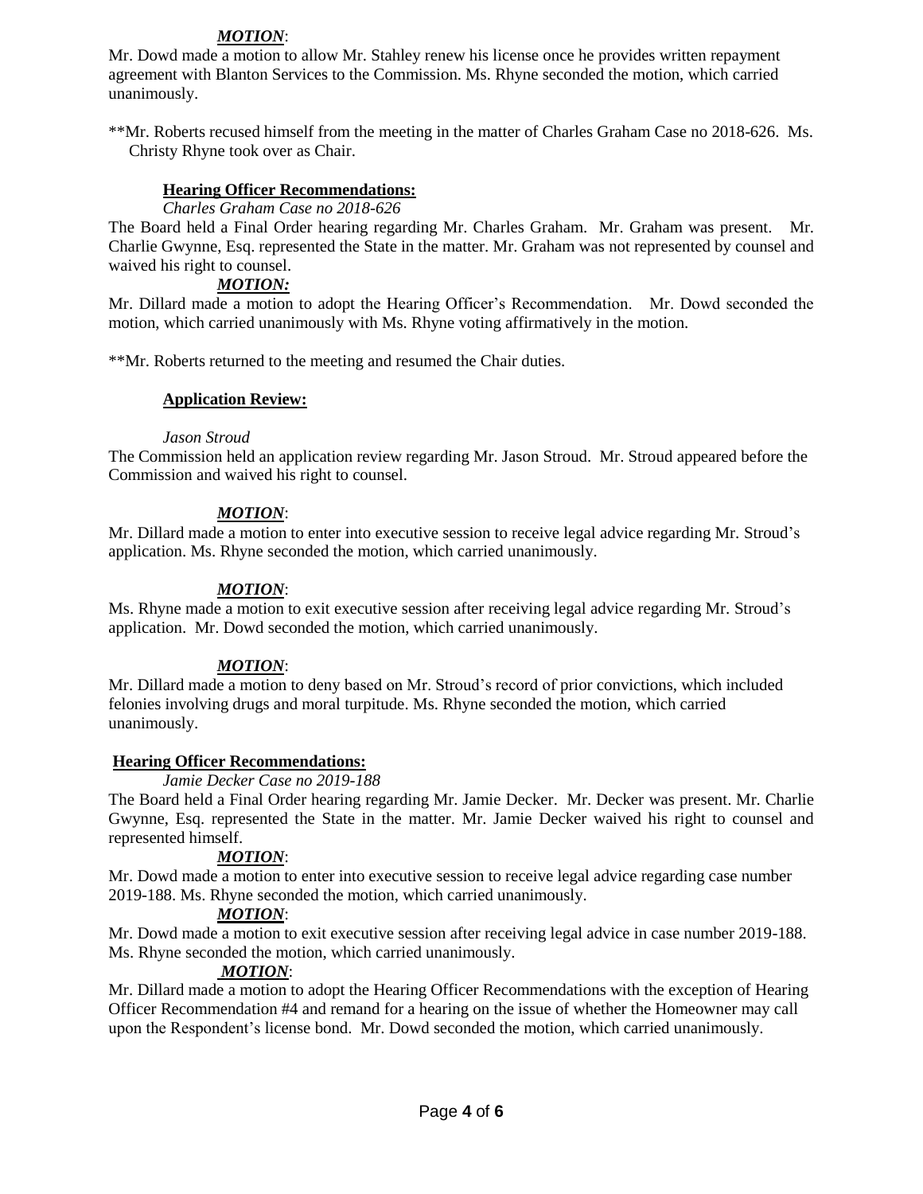***MOTION***:

Mr. Dowd made a motion to allow Mr. Stahley renew his license once he provides written repayment agreement with Blanton Services to the Commission. Ms. Rhyne seconded the motion, which carried unanimously.

**Mr. Roberts recused himself from the meeting in the matter of Charles Graham Case no 2018-626. Ms. Christy Rhyne took over as Chair.

**Hearing Officer Recommendations:**

*Charles Graham Case no 2018-626*

The Board held a Final Order hearing regarding Mr. Charles Graham. Mr. Graham was present. Mr. Charlie Gwynne, Esq. represented the State in the matter. Mr. Graham was not represented by counsel and waived his right to counsel.

***MOTION:***

Mr. Dillard made a motion to adopt the Hearing Officer's Recommendation. Mr. Dowd seconded the motion, which carried unanimously with Ms. Rhyne voting affirmatively in the motion.

**Mr. Roberts returned to the meeting and resumed the Chair duties.

**Application Review:**

*Jason Stroud*

The Commission held an application review regarding Mr. Jason Stroud. Mr. Stroud appeared before the Commission and waived his right to counsel.

***MOTION***:

Mr. Dillard made a motion to enter into executive session to receive legal advice regarding Mr. Stroud's application. Ms. Rhyne seconded the motion, which carried unanimously.

***MOTION***:

Ms. Rhyne made a motion to exit executive session after receiving legal advice regarding Mr. Stroud's application. Mr. Dowd seconded the motion, which carried unanimously.

***MOTION***:

Mr. Dillard made a motion to deny based on Mr. Stroud's record of prior convictions, which included felonies involving drugs and moral turpitude. Ms. Rhyne seconded the motion, which carried unanimously.

**Hearing Officer Recommendations:**

*Jamie Decker Case no 2019-188*

The Board held a Final Order hearing regarding Mr. Jamie Decker. Mr. Decker was present. Mr. Charlie Gwynne, Esq. represented the State in the matter. Mr. Jamie Decker waived his right to counsel and represented himself.

***MOTION***:

Mr. Dowd made a motion to enter into executive session to receive legal advice regarding case number 2019-188. Ms. Rhyne seconded the motion, which carried unanimously.

***MOTION***:

Mr. Dowd made a motion to exit executive session after receiving legal advice in case number 2019-188. Ms. Rhyne seconded the motion, which carried unanimously.

***MOTION***:

Mr. Dillard made a motion to adopt the Hearing Officer Recommendations with the exception of Hearing Officer Recommendation #4 and remand for a hearing on the issue of whether the Homeowner may call upon the Respondent's license bond. Mr. Dowd seconded the motion, which carried unanimously.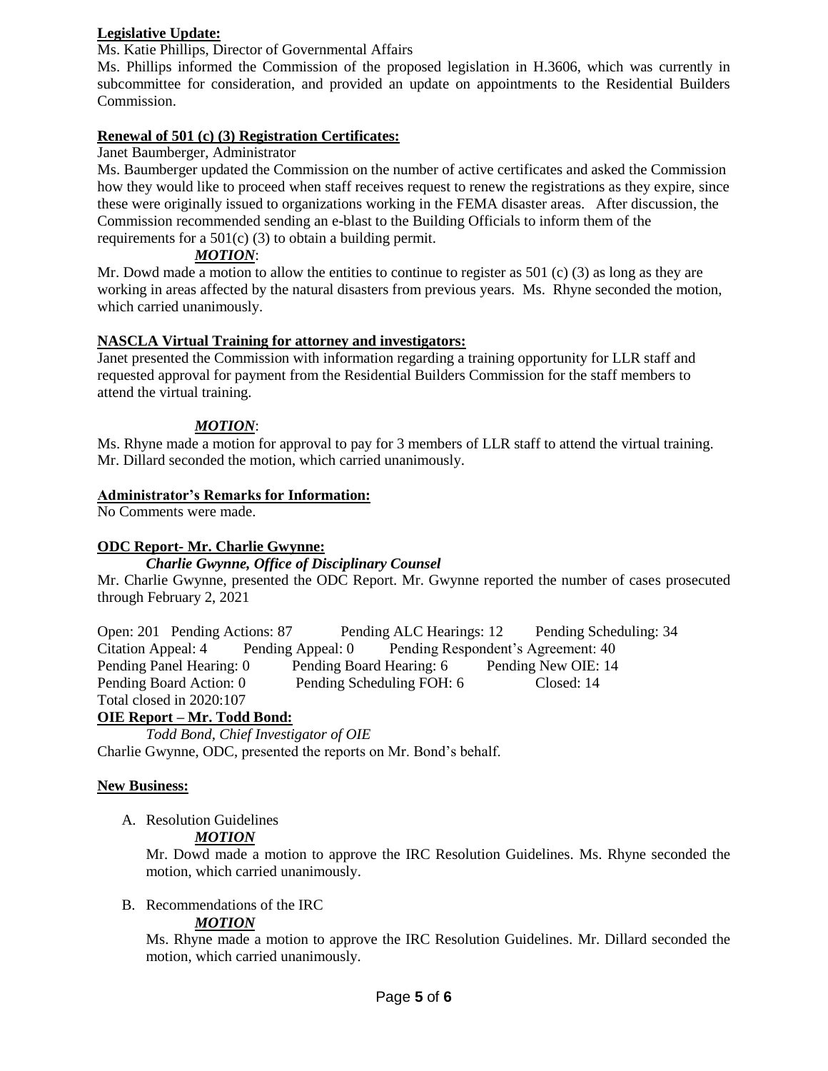**Legislative Update:**

Ms. Katie Phillips, Director of Governmental Affairs

Ms. Phillips informed the Commission of the proposed legislation in H.3606, which was currently in subcommittee for consideration, and provided an update on appointments to the Residential Builders Commission.

**Renewal of 501 (c) (3) Registration Certificates:**

Janet Baumberger, Administrator

Ms. Baumberger updated the Commission on the number of active certificates and asked the Commission how they would like to proceed when staff receives request to renew the registrations as they expire, since these were originally issued to organizations working in the FEMA disaster areas. After discussion, the Commission recommended sending an e-blast to the Building Officials to inform them of the requirements for a 501(c) (3) to obtain a building permit.

***MOTION***:

Mr. Dowd made a motion to allow the entities to continue to register as 501 (c) (3) as long as they are working in areas affected by the natural disasters from previous years. Ms. Rhyne seconded the motion, which carried unanimously.

**NASCLA Virtual Training for attorney and investigators:**

Janet presented the Commission with information regarding a training opportunity for LLR staff and requested approval for payment from the Residential Builders Commission for the staff members to attend the virtual training.

***MOTION***:

Ms. Rhyne made a motion for approval to pay for 3 members of LLR staff to attend the virtual training. Mr. Dillard seconded the motion, which carried unanimously.

**Administrator's Remarks for Information:**

No Comments were made.

**ODC Report- Mr. Charlie Gwynne:**

***Charlie Gwynne, Office of Disciplinary Counsel***

Mr. Charlie Gwynne, presented the ODC Report. Mr. Gwynne reported the number of cases prosecuted through February 2, 2021

Open: 201 Pending Actions: 87 Pending ALC Hearings: 12 Pending Scheduling: 34
Citation Appeal: 4 Pending Appeal: 0 Pending Respondent's Agreement: 40
Pending Panel Hearing: 0 Pending Board Hearing: 6 Pending New OIE: 14
Pending Board Action: 0 Pending Scheduling FOH: 6 Closed: 14
Total closed in 2020:107

**OIE Report – Mr. Todd Bond:**

*Todd Bond, Chief Investigator of OIE*

Charlie Gwynne, ODC, presented the reports on Mr. Bond's behalf.

**New Business:**

A. Resolution Guidelines

***MOTION***

Mr. Dowd made a motion to approve the IRC Resolution Guidelines. Ms. Rhyne seconded the motion, which carried unanimously.

B. Recommendations of the IRC

***MOTION***

Ms. Rhyne made a motion to approve the IRC Resolution Guidelines. Mr. Dillard seconded the motion, which carried unanimously.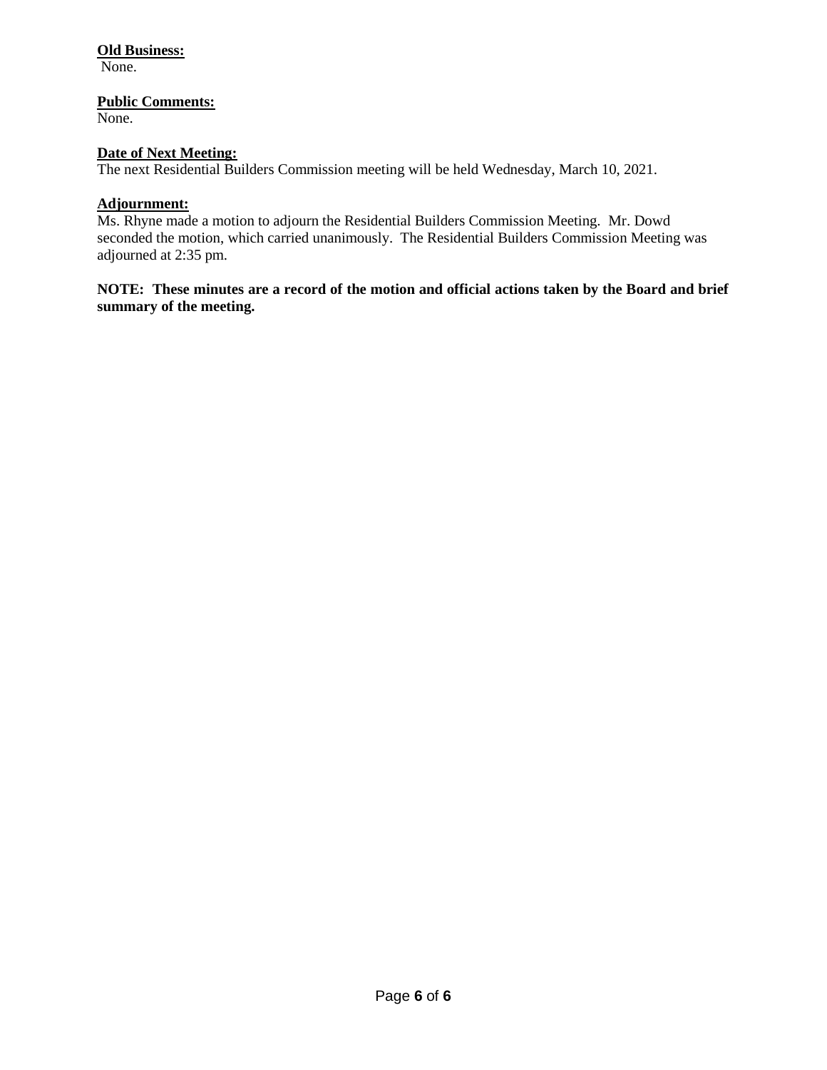**Old Business:**
None.

**Public Comments:**
None.

**Date of Next Meeting:**
The next Residential Builders Commission meeting will be held Wednesday, March 10, 2021.

**Adjournment:**
Ms. Rhyne made a motion to adjourn the Residential Builders Commission Meeting. Mr. Dowd seconded the motion, which carried unanimously. The Residential Builders Commission Meeting was adjourned at 2:35 pm.

**NOTE: These minutes are a record of the motion and official actions taken by the Board and brief summary of the meeting.**